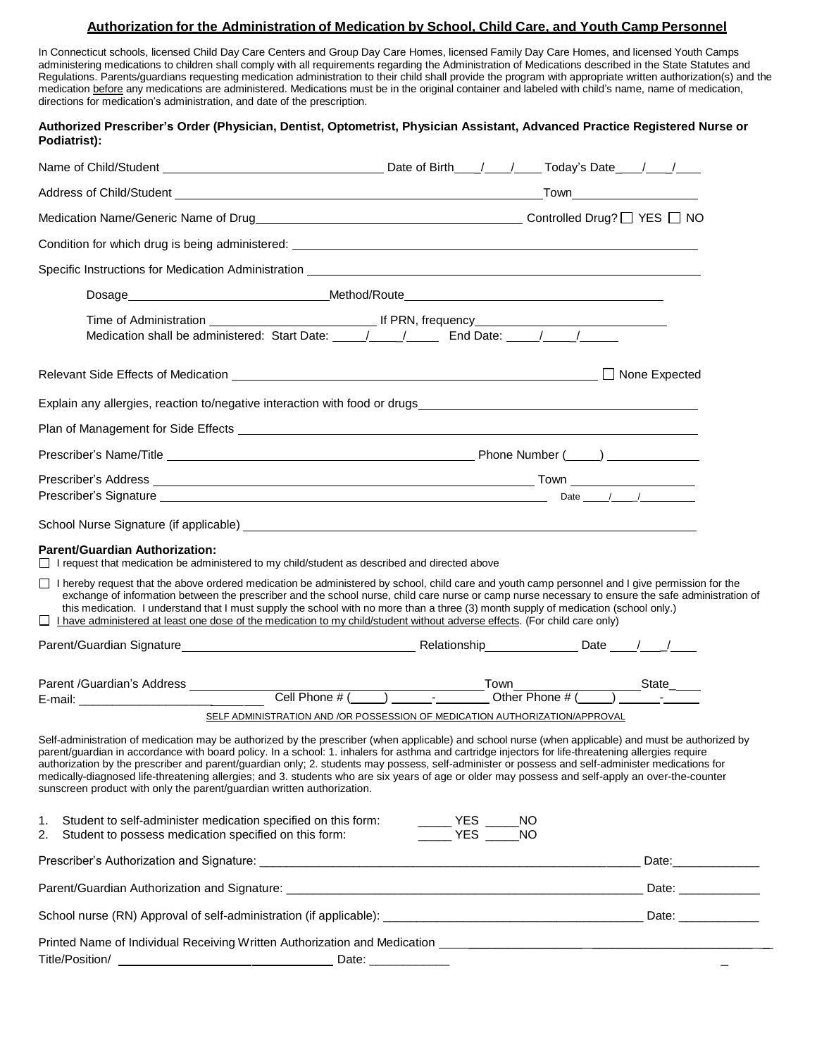## Authorization for the Administration of Medication by School, Child Care, and Youth Camp Personnel

In Connecticut schools, licensed Child Day Care Centers and Group Day Care Homes, licensed Family Day Care Homes, and licensed Youth Camps administering medications to children shall comply with all requirements regarding the Administration of Medications described in the State Statutes and Regulations. Parents/guardians requesting medication administration to their child shall provide the program with appropriate written authorization(s) and the medication before any medications are administered. Medications must be in the original container and labeled with child's name, name of medication, directions for medication's administration, and date of the prescription.

**Authorized Prescriber's Order (Physician, Dentist, Optometrist, Physician Assistant, Advanced Practice Registered Nurse or Podiatrist):**

Name of Child/Student ______________________ Date of Birth ___/___/___ Today's Date ___/___/___

Address of Child/Student ______________________ Town ______________

Medication Name/Generic Name of Drug ______________________ Controlled Drug? ☐ YES ☐ NO

Condition for which drug is being administered: ______________________

Specific Instructions for Medication Administration ______________________

Dosage ______________ Method/Route ______________

Time of Administration ______________ If PRN, frequency ______________

Medication shall be administered: Start Date: ___/___/___ End Date: ___/___/___

Relevant Side Effects of Medication ______________________ ☐ None Expected

Explain any allergies, reaction to/negative interaction with food or drugs ______________________

Plan of Management for Side Effects ______________________

Prescriber's Name/Title ______________________ Phone Number (____) ______________

Prescriber's Address ______________________ Town ______________

Prescriber's Signature ______________________ Date ___/___/___

School Nurse Signature (if applicable) ______________________

**Parent/Guardian Authorization:**

☐ I request that medication be administered to my child/student as described and directed above

☐ I hereby request that the above ordered medication be administered by school, child care and youth camp personnel and I give permission for the exchange of information between the prescriber and the school nurse, child care nurse or camp nurse necessary to ensure the safe administration of this medication. I understand that I must supply the school with no more than a three (3) month supply of medication (school only.)

☐ I have administered at least one dose of the medication to my child/student without adverse effects. (For child care only)

Parent/Guardian Signature ______________________ Relationship ______________ Date ___/___/___

Parent /Guardian's Address ______________________ Town ______________ State ____

E-mail: ______________ Cell Phone # (____) ____-______ Other Phone # (____) ____-______

SELF ADMINISTRATION AND /OR POSSESSION OF MEDICATION AUTHORIZATION/APPROVAL

Self-administration of medication may be authorized by the prescriber (when applicable) and school nurse (when applicable) and must be authorized by parent/guardian in accordance with board policy. In a school: 1. inhalers for asthma and cartridge injectors for life-threatening allergies require authorization by the prescriber and parent/guardian only; 2. students may possess, self-administer or possess and self-administer medications for medically-diagnosed life-threatening allergies; and 3. students who are six years of age or older may possess and self-apply an over-the-counter sunscreen product with only the parent/guardian written authorization.

1. Student to self-administer medication specified on this form: _____ YES _____NO
2. Student to possess medication specified on this form: _____ YES _____NO

Prescriber's Authorization and Signature: ______________________ Date: ____________

Parent/Guardian Authorization and Signature: ______________________ Date: ____________

School nurse (RN) Approval of self-administration (if applicable): ______________________ Date: ____________

Printed Name of Individual Receiving Written Authorization and Medication ______________________

Title/Position/ ______________________ Date: ____________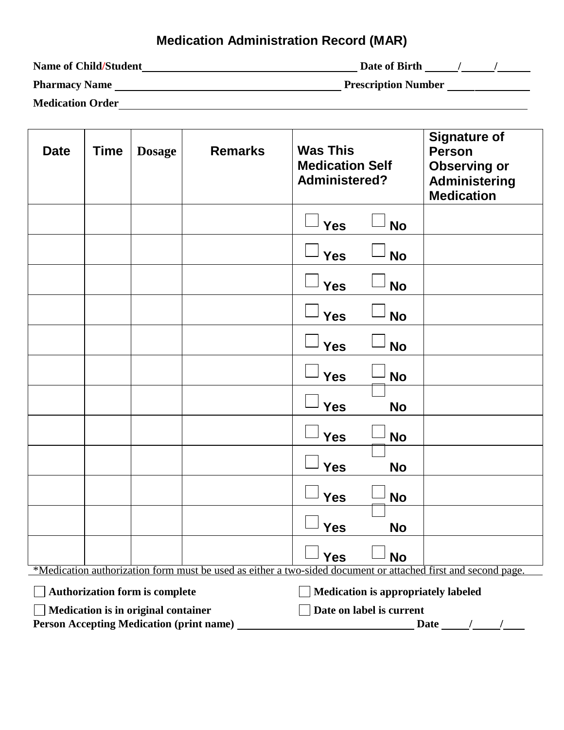# Medication Administration Record (MAR)

**Name of Child/Student** ______________________________ **Date of Birth** _____/_____/_____

**Pharmacy Name** ______________________________ **Prescription Number** __________

**Medication Order** ____________________________________________

| Date | Time | Dosage | Remarks | Was This Medication Self Administered? | Signature of Person Observing or Administering Medication |
|---|---|---|---|---|---|
| | | | | ☐ Yes ☐ No | |
| | | | | ☐ Yes ☐ No | |
| | | | | ☐ Yes ☐ No | |
| | | | | ☐ Yes ☐ No | |
| | | | | ☐ Yes ☐ No | |
| | | | | ☐ Yes ☐ No | |
| | | | | ☐ Yes ☐ No | |
| | | | | ☐ Yes ☐ No | |
| | | | | ☐ Yes ☐ No | |
| | | | | ☐ Yes ☐ No | |
| | | | | ☐ Yes ☐ No | |
| | | | | ☐ Yes ☐ No | |

*Medication authorization form must be used as either a two-sided document or attached first and second page.

☐ **Authorization form is complete**

☐ **Medication is appropriately labeled**

☐ **Medication is in original container**

☐ **Date on label is current**

**Person Accepting Medication (print name)** ______________________________ **Date** _____/_____/_____